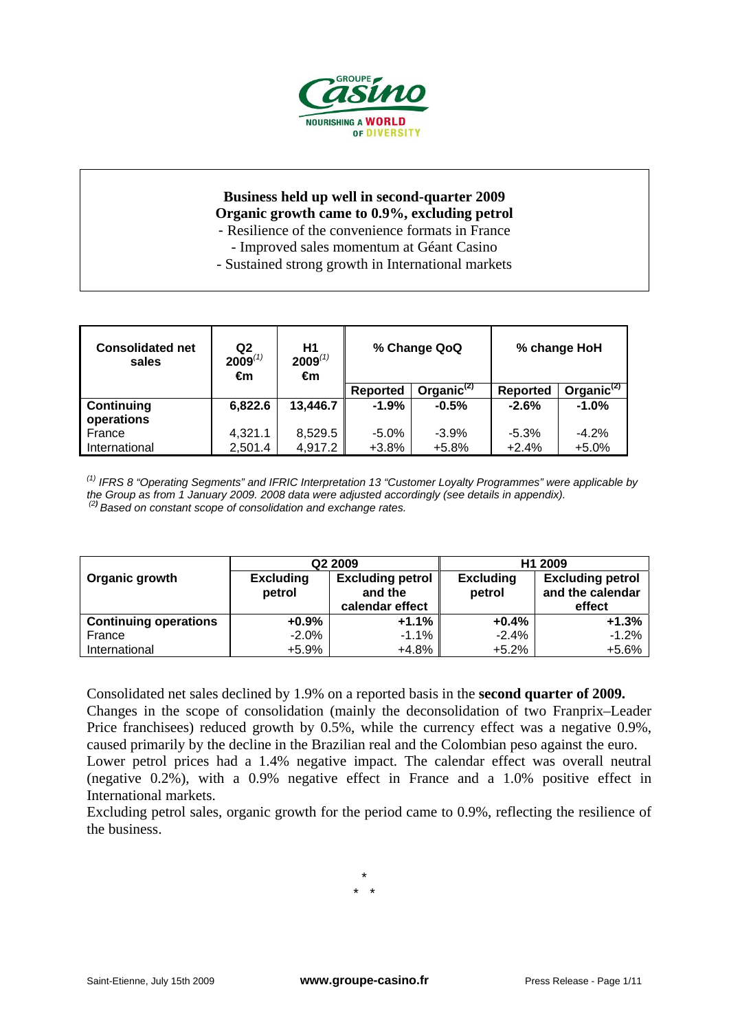**Business held up well in second-quarter 2009**
**Organic growth came to 0.9%, excluding petrol**

- Resilience of the convenience formats in France
- Improved sales momentum at Géant Casino
- Sustained strong growth in International markets

| Consolidated net sales | Q2 2009[(1)] €m | H1 2009[(1)] €m | % Change QoQ | | % change HoH | |
|---|---|---|---|---|---|---|
| | | | Reported | Organic[(2)] | Reported | Organic[(2)] |
| **Continuing operations** | **6,822.6** | **13,446.7** | **-1.9%** | **-0.5%** | **-2.6%** | **-1.0%** |
| France | 4,321.1 | 8,529.5 | -5.0% | -3.9% | -5.3% | -4.2% |
| International | 2,501.4 | 4,917.2 | +3.8% | +5.8% | +2.4% | +5.0% |

*(1) IFRS 8 "Operating Segments" and IFRIC Interpretation 13 "Customer Loyalty Programmes" were applicable by the Group as from 1 January 2009. 2008 data were adjusted accordingly (see details in appendix).*
*(2) Based on constant scope of consolidation and exchange rates.*

| Organic growth | Q2 2009 | | H1 2009 | |
|---|---|---|---|---|
| | Excluding petrol | Excluding petrol and the calendar effect | Excluding petrol | Excluding petrol and the calendar effect |
| **Continuing operations** | **+0.9%** | **+1.1%** | **+0.4%** | **+1.3%** |
| France | -2.0% | -1.1% | -2.4% | -1.2% |
| International | +5.9% | +4.8% | +5.2% | +5.6% |

Consolidated net sales declined by 1.9% on a reported basis in the **second quarter of 2009.**
Changes in the scope of consolidation (mainly the deconsolidation of two Franprix–Leader Price franchisees) reduced growth by 0.5%, while the currency effect was a negative 0.9%, caused primarily by the decline in the Brazilian real and the Colombian peso against the euro.
Lower petrol prices had a 1.4% negative impact. The calendar effect was overall neutral (negative 0.2%), with a 0.9% negative effect in France and a 1.0% positive effect in International markets.
Excluding petrol sales, organic growth for the period came to 0.9%, reflecting the resilience of the business.

\*
\* \*

Saint-Etienne, July 15th 2009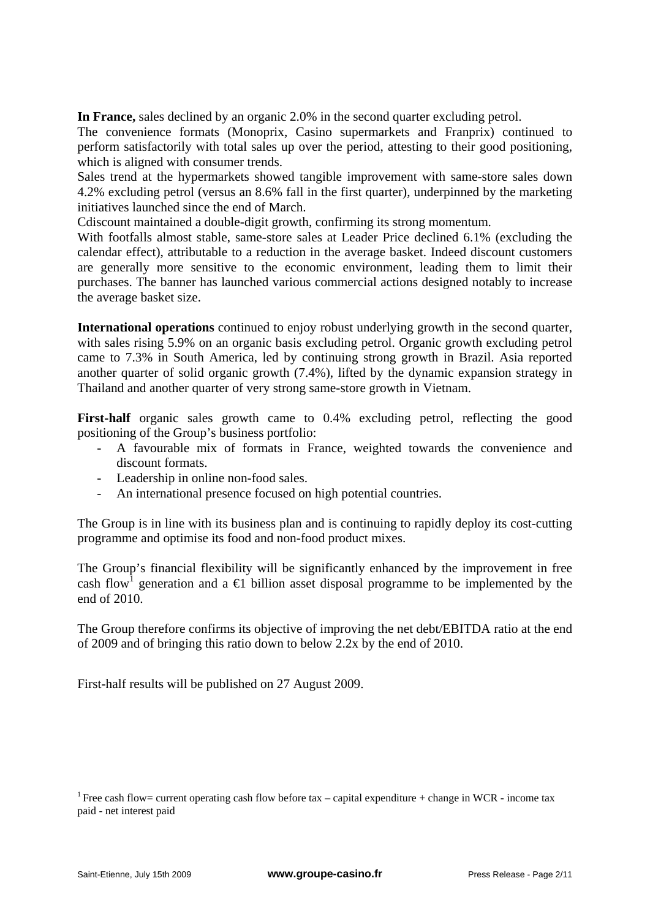**In France,** sales declined by an organic 2.0% in the second quarter excluding petrol.

The convenience formats (Monoprix, Casino supermarkets and Franprix) continued to perform satisfactorily with total sales up over the period, attesting to their good positioning, which is aligned with consumer trends.

Sales trend at the hypermarkets showed tangible improvement with same-store sales down 4.2% excluding petrol (versus an 8.6% fall in the first quarter), underpinned by the marketing initiatives launched since the end of March.

Cdiscount maintained a double-digit growth, confirming its strong momentum.

With footfalls almost stable, same-store sales at Leader Price declined 6.1% (excluding the calendar effect), attributable to a reduction in the average basket. Indeed discount customers are generally more sensitive to the economic environment, leading them to limit their purchases. The banner has launched various commercial actions designed notably to increase the average basket size.

**International operations** continued to enjoy robust underlying growth in the second quarter, with sales rising 5.9% on an organic basis excluding petrol. Organic growth excluding petrol came to 7.3% in South America, led by continuing strong growth in Brazil. Asia reported another quarter of solid organic growth (7.4%), lifted by the dynamic expansion strategy in Thailand and another quarter of very strong same-store growth in Vietnam.

**First-half** organic sales growth came to 0.4% excluding petrol, reflecting the good positioning of the Group's business portfolio:

- A favourable mix of formats in France, weighted towards the convenience and discount formats.
- Leadership in online non-food sales.
- An international presence focused on high potential countries.

The Group is in line with its business plan and is continuing to rapidly deploy its cost-cutting programme and optimise its food and non-food product mixes.

The Group's financial flexibility will be significantly enhanced by the improvement in free cash flow[1] generation and a €1 billion asset disposal programme to be implemented by the end of 2010.

The Group therefore confirms its objective of improving the net debt/EBITDA ratio at the end of 2009 and of bringing this ratio down to below 2.2x by the end of 2010.

First-half results will be published on 27 August 2009.

[1] Free cash flow= current operating cash flow before tax – capital expenditure + change in WCR - income tax paid - net interest paid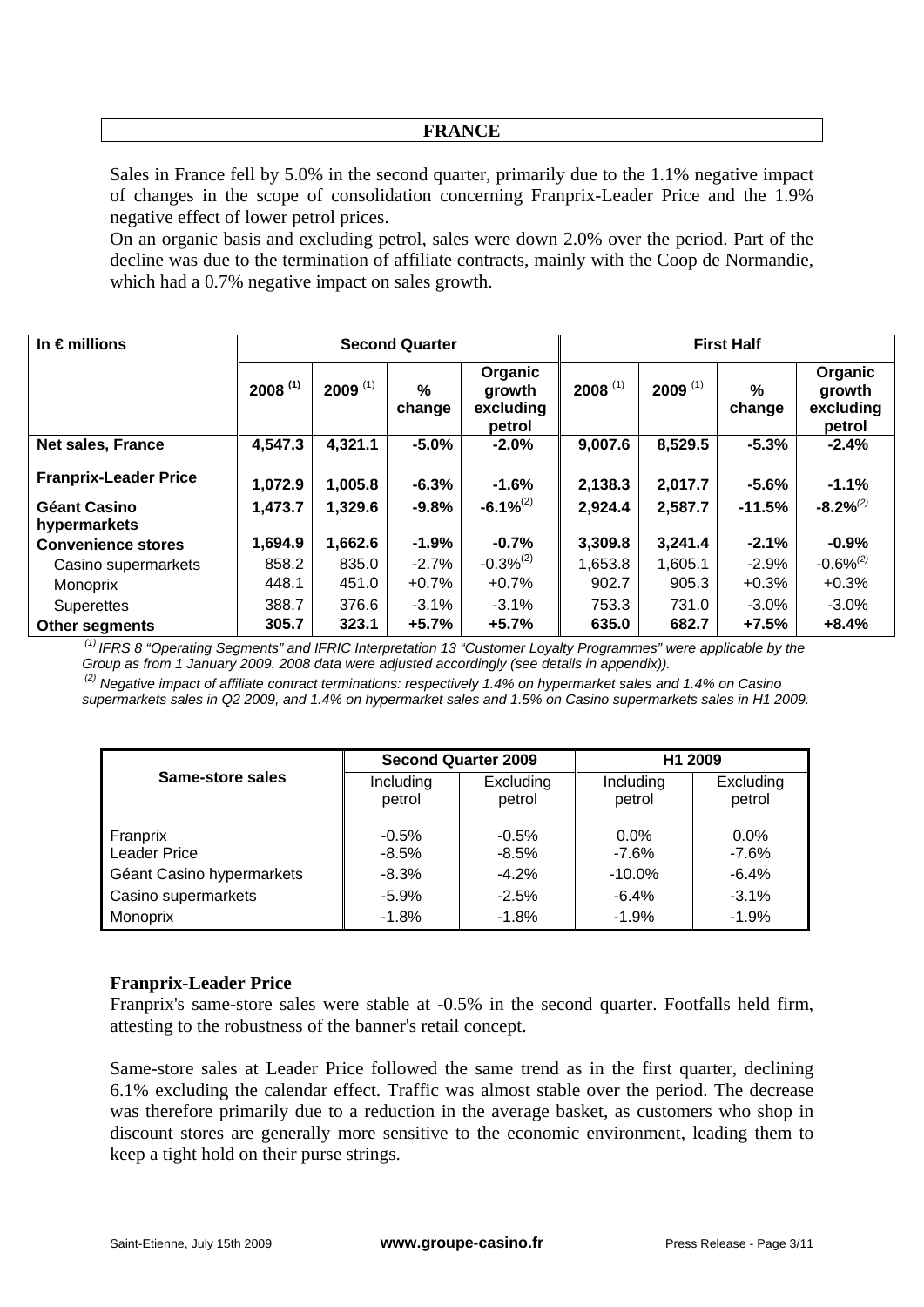## FRANCE

Sales in France fell by 5.0% in the second quarter, primarily due to the 1.1% negative impact of changes in the scope of consolidation concerning Franprix-Leader Price and the 1.9% negative effect of lower petrol prices.
On an organic basis and excluding petrol, sales were down 2.0% over the period. Part of the decline was due to the termination of affiliate contracts, mainly with the Coop de Normandie, which had a 0.7% negative impact on sales growth.

| In € millions | Second Quarter | | | | First Half | | | |
|---|---|---|---|---|---|---|---|---|
| | 2008 (1) | 2009 (1) | % change | Organic growth excluding petrol | 2008 (1) | 2009 (1) | % change | Organic growth excluding petrol |
| **Net sales, France** | **4,547.3** | **4,321.1** | **-5.0%** | **-2.0%** | **9,007.6** | **8,529.5** | **-5.3%** | **-2.4%** |
| **Franprix-Leader Price** | **1,072.9** | **1,005.8** | **-6.3%** | **-1.6%** | **2,138.3** | **2,017.7** | **-5.6%** | **-1.1%** |
| **Géant Casino hypermarkets** | **1,473.7** | **1,329.6** | **-9.8%** | **-6.1%(2)** | **2,924.4** | **2,587.7** | **-11.5%** | **-8.2%(2)** |
| **Convenience stores** | **1,694.9** | **1,662.6** | **-1.9%** | **-0.7%** | **3,309.8** | **3,241.4** | **-2.1%** | **-0.9%** |
| Casino supermarkets | 858.2 | 835.0 | -2.7% | -0.3%(2) | 1,653.8 | 1,605.1 | -2.9% | -0.6%(2) |
| Monoprix | 448.1 | 451.0 | +0.7% | +0.7% | 902.7 | 905.3 | +0.3% | +0.3% |
| Superettes | 388.7 | 376.6 | -3.1% | -3.1% | 753.3 | 731.0 | -3.0% | -3.0% |
| **Other segments** | **305.7** | **323.1** | **+5.7%** | **+5.7%** | **635.0** | **682.7** | **+7.5%** | **+8.4%** |

*(1) IFRS 8 "Operating Segments" and IFRIC Interpretation 13 "Customer Loyalty Programmes" were applicable by the Group as from 1 January 2009. 2008 data were adjusted accordingly (see details in appendix)).*

*(2) Negative impact of affiliate contract terminations: respectively 1.4% on hypermarket sales and 1.4% on Casino supermarkets sales in Q2 2009, and 1.4% on hypermarket sales and 1.5% on Casino supermarkets sales in H1 2009.*

| Same-store sales | Second Quarter 2009 | | H1 2009 | |
|---|---|---|---|---|
| | Including petrol | Excluding petrol | Including petrol | Excluding petrol |
| Franprix | -0.5% | -0.5% | 0.0% | 0.0% |
| Leader Price | -8.5% | -8.5% | -7.6% | -7.6% |
| Géant Casino hypermarkets | -8.3% | -4.2% | -10.0% | -6.4% |
| Casino supermarkets | -5.9% | -2.5% | -6.4% | -3.1% |
| Monoprix | -1.8% | -1.8% | -1.9% | -1.9% |

### Franprix-Leader Price

Franprix's same-store sales were stable at -0.5% in the second quarter. Footfalls held firm, attesting to the robustness of the banner's retail concept.

Same-store sales at Leader Price followed the same trend as in the first quarter, declining 6.1% excluding the calendar effect. Traffic was almost stable over the period. The decrease was therefore primarily due to a reduction in the average basket, as customers who shop in discount stores are generally more sensitive to the economic environment, leading them to keep a tight hold on their purse strings.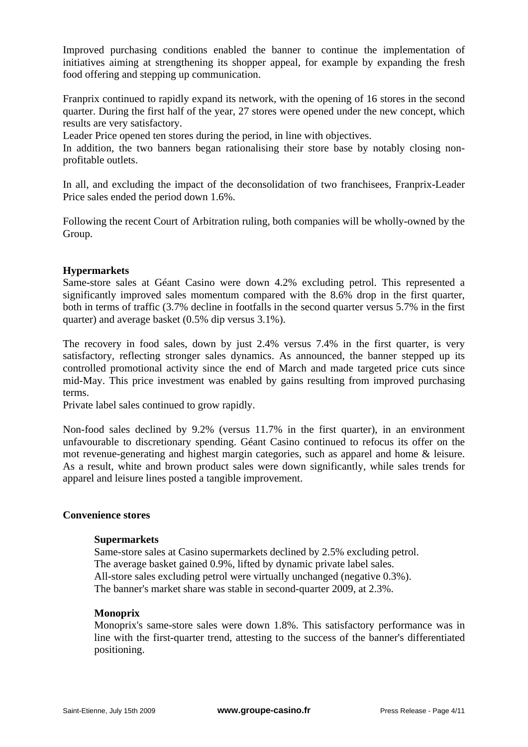Improved purchasing conditions enabled the banner to continue the implementation of initiatives aiming at strengthening its shopper appeal, for example by expanding the fresh food offering and stepping up communication.

Franprix continued to rapidly expand its network, with the opening of 16 stores in the second quarter. During the first half of the year, 27 stores were opened under the new concept, which results are very satisfactory.
Leader Price opened ten stores during the period, in line with objectives.
In addition, the two banners began rationalising their store base by notably closing non-profitable outlets.

In all, and excluding the impact of the deconsolidation of two franchisees, Franprix-Leader Price sales ended the period down 1.6%.

Following the recent Court of Arbitration ruling, both companies will be wholly-owned by the Group.

**Hypermarkets**

Same-store sales at Géant Casino were down 4.2% excluding petrol. This represented a significantly improved sales momentum compared with the 8.6% drop in the first quarter, both in terms of traffic (3.7% decline in footfalls in the second quarter versus 5.7% in the first quarter) and average basket (0.5% dip versus 3.1%).

The recovery in food sales, down by just 2.4% versus 7.4% in the first quarter, is very satisfactory, reflecting stronger sales dynamics. As announced, the banner stepped up its controlled promotional activity since the end of March and made targeted price cuts since mid-May. This price investment was enabled by gains resulting from improved purchasing terms.
Private label sales continued to grow rapidly.

Non-food sales declined by 9.2% (versus 11.7% in the first quarter), in an environment unfavourable to discretionary spending. Géant Casino continued to refocus its offer on the mot revenue-generating and highest margin categories, such as apparel and home & leisure. As a result, white and brown product sales were down significantly, while sales trends for apparel and leisure lines posted a tangible improvement.

**Convenience stores**

**Supermarkets**

Same-store sales at Casino supermarkets declined by 2.5% excluding petrol.
The average basket gained 0.9%, lifted by dynamic private label sales.
All-store sales excluding petrol were virtually unchanged (negative 0.3%).
The banner's market share was stable in second-quarter 2009, at 2.3%.

**Monoprix**

Monoprix's same-store sales were down 1.8%. This satisfactory performance was in line with the first-quarter trend, attesting to the success of the banner's differentiated positioning.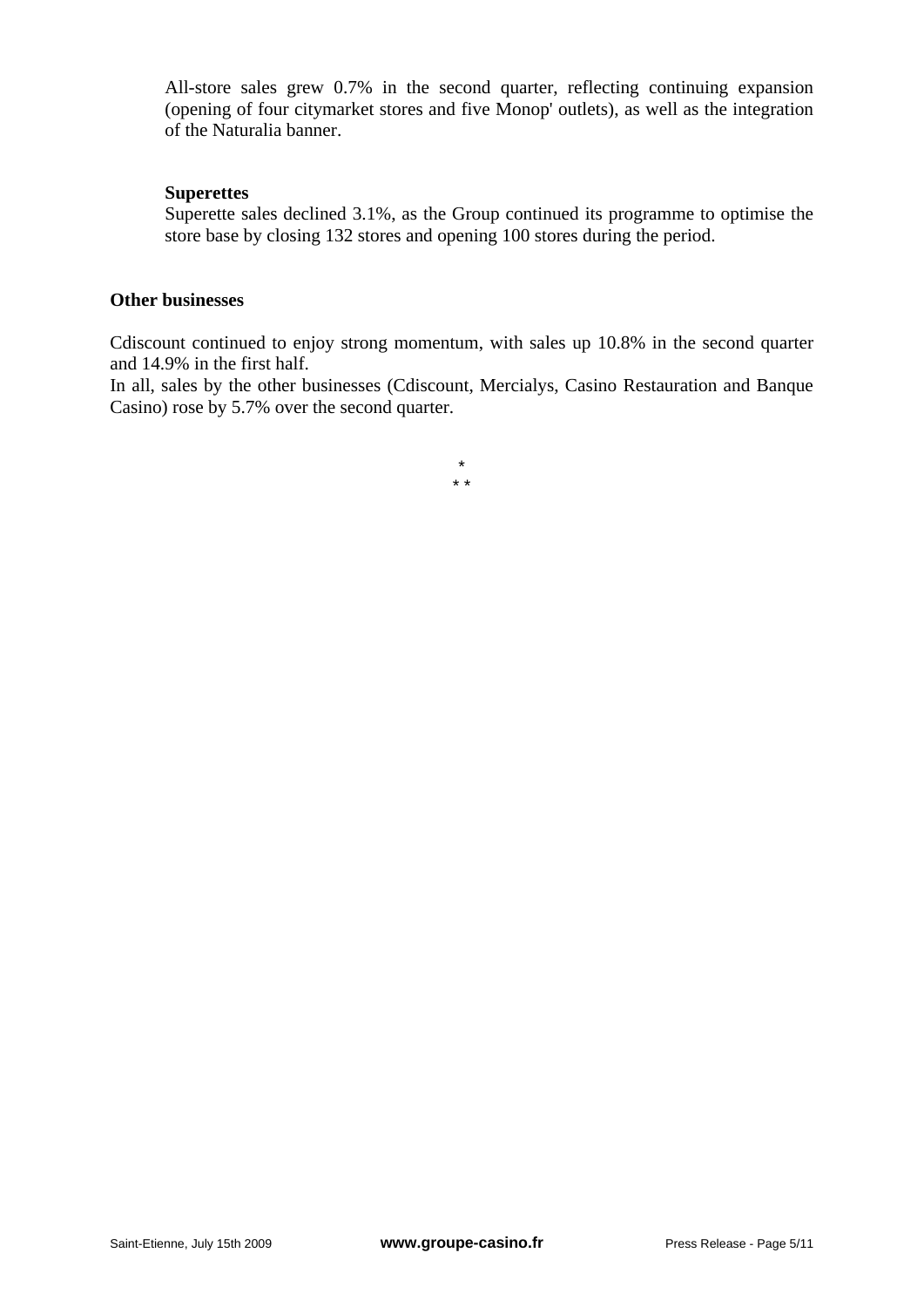All-store sales grew 0.7% in the second quarter, reflecting continuing expansion (opening of four citymarket stores and five Monop' outlets), as well as the integration of the Naturalia banner.

**Superettes**

Superette sales declined 3.1%, as the Group continued its programme to optimise the store base by closing 132 stores and opening 100 stores during the period.

**Other businesses**

Cdiscount continued to enjoy strong momentum, with sales up 10.8% in the second quarter and 14.9% in the first half.

In all, sales by the other businesses (Cdiscount, Mercialys, Casino Restauration and Banque Casino) rose by 5.7% over the second quarter.

\*

\* \*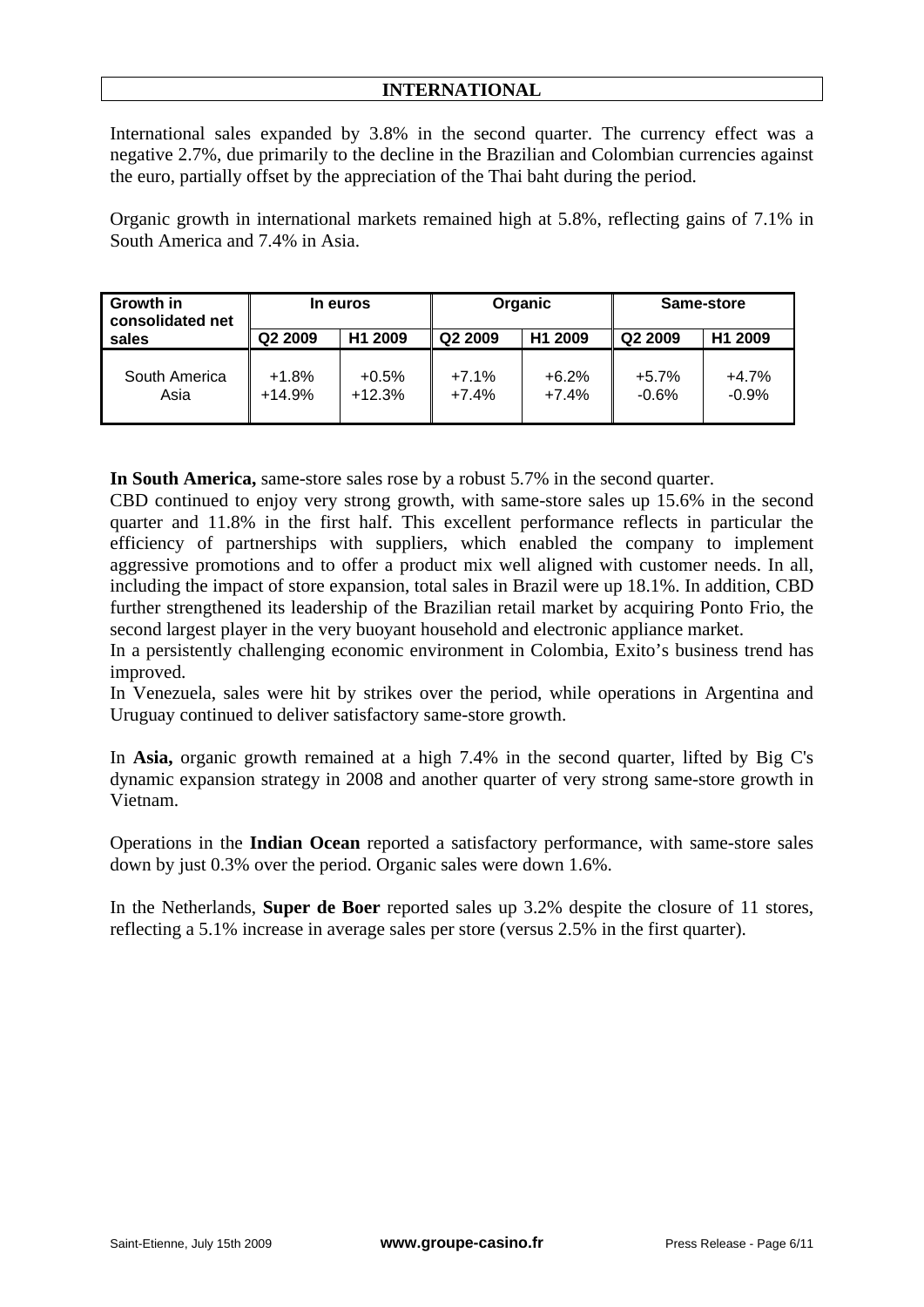## INTERNATIONAL

International sales expanded by 3.8% in the second quarter. The currency effect was a negative 2.7%, due primarily to the decline in the Brazilian and Colombian currencies against the euro, partially offset by the appreciation of the Thai baht during the period.

Organic growth in international markets remained high at 5.8%, reflecting gains of 7.1% in South America and 7.4% in Asia.

| Growth in consolidated net sales | In euros | | Organic | | Same-store | |
|---|---|---|---|---|---|---|
| | Q2 2009 | H1 2009 | Q2 2009 | H1 2009 | Q2 2009 | H1 2009 |
| South America | +1.8% | +0.5% | +7.1% | +6.2% | +5.7% | +4.7% |
| Asia | +14.9% | +12.3% | +7.4% | +7.4% | -0.6% | -0.9% |

**In South America,** same-store sales rose by a robust 5.7% in the second quarter.
CBD continued to enjoy very strong growth, with same-store sales up 15.6% in the second quarter and 11.8% in the first half. This excellent performance reflects in particular the efficiency of partnerships with suppliers, which enabled the company to implement aggressive promotions and to offer a product mix well aligned with customer needs. In all, including the impact of store expansion, total sales in Brazil were up 18.1%. In addition, CBD further strengthened its leadership of the Brazilian retail market by acquiring Ponto Frio, the second largest player in the very buoyant household and electronic appliance market.
In a persistently challenging economic environment in Colombia, Exito's business trend has improved.
In Venezuela, sales were hit by strikes over the period, while operations in Argentina and Uruguay continued to deliver satisfactory same-store growth.

In **Asia,** organic growth remained at a high 7.4% in the second quarter, lifted by Big C's dynamic expansion strategy in 2008 and another quarter of very strong same-store growth in Vietnam.

Operations in the **Indian Ocean** reported a satisfactory performance, with same-store sales down by just 0.3% over the period. Organic sales were down 1.6%.

In the Netherlands, **Super de Boer** reported sales up 3.2% despite the closure of 11 stores, reflecting a 5.1% increase in average sales per store (versus 2.5% in the first quarter).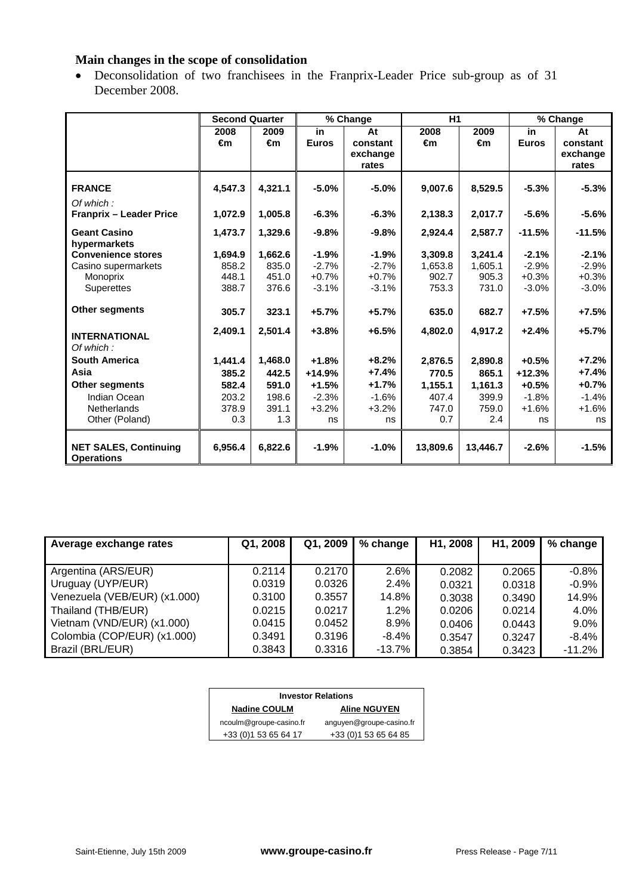**Main changes in the scope of consolidation**

- Deconsolidation of two franchisees in the Franprix-Leader Price sub-group as of 31 December 2008.

| | Second Quarter | | % Change | | H1 | | % Change | |
|---|---|---|---|---|---|---|---|---|
| | 2008 €m | 2009 €m | in Euros | At constant exchange rates | 2008 €m | 2009 €m | in Euros | At constant exchange rates |
| **FRANCE** | **4,547.3** | **4,321.1** | **-5.0%** | **-5.0%** | **9,007.6** | **8,529.5** | **-5.3%** | **-5.3%** |
| *Of which :* | | | | | | | | |
| **Franprix – Leader Price** | **1,072.9** | **1,005.8** | **-6.3%** | **-6.3%** | **2,138.3** | **2,017.7** | **-5.6%** | **-5.6%** |
| **Geant Casino hypermarkets** | **1,473.7** | **1,329.6** | **-9.8%** | **-9.8%** | **2,924.4** | **2,587.7** | **-11.5%** | **-11.5%** |
| **Convenience stores** | **1,694.9** | **1,662.6** | **-1.9%** | **-1.9%** | **3,309.8** | **3,241.4** | **-2.1%** | **-2.1%** |
| Casino supermarkets | 858.2 | 835.0 | -2.7% | -2.7% | 1,653.8 | 1,605.1 | -2.9% | -2.9% |
| Monoprix | 448.1 | 451.0 | +0.7% | +0.7% | 902.7 | 905.3 | +0.3% | +0.3% |
| Superettes | 388.7 | 376.6 | -3.1% | -3.1% | 753.3 | 731.0 | -3.0% | -3.0% |
| **Other segments** | **305.7** | **323.1** | **+5.7%** | **+5.7%** | **635.0** | **682.7** | **+7.5%** | **+7.5%** |
| **INTERNATIONAL** | **2,409.1** | **2,501.4** | **+3.8%** | **+6.5%** | **4,802.0** | **4,917.2** | **+2.4%** | **+5.7%** |
| *Of which :* | | | | | | | | |
| **South America** | **1,441.4** | **1,468.0** | **+1.8%** | **+8.2%** | **2,876.5** | **2,890.8** | **+0.5%** | **+7.2%** |
| **Asia** | **385.2** | **442.5** | **+14.9%** | **+7.4%** | **770.5** | **865.1** | **+12.3%** | **+7.4%** |
| **Other segments** | **582.4** | **591.0** | **+1.5%** | **+1.7%** | **1,155.1** | **1,161.3** | **+0.5%** | **+0.7%** |
| Indian Ocean | 203.2 | 198.6 | -2.3% | -1.6% | 407.4 | 399.9 | -1.8% | -1.4% |
| Netherlands | 378.9 | 391.1 | +3.2% | +3.2% | 747.0 | 759.0 | +1.6% | +1.6% |
| Other (Poland) | 0.3 | 1.3 | ns | ns | 0.7 | 2.4 | ns | ns |
| **NET SALES, Continuing Operations** | **6,956.4** | **6,822.6** | **-1.9%** | **-1.0%** | **13,809.6** | **13,446.7** | **-2.6%** | **-1.5%** |

| Average exchange rates | Q1, 2008 | Q1, 2009 | % change | H1, 2008 | H1, 2009 | % change |
|---|---|---|---|---|---|---|
| Argentina (ARS/EUR) | 0.2114 | 0.2170 | 2.6% | 0.2082 | 0.2065 | -0.8% |
| Uruguay (UYP/EUR) | 0.0319 | 0.0326 | 2.4% | 0.0321 | 0.0318 | -0.9% |
| Venezuela (VEB/EUR) (x1.000) | 0.3100 | 0.3557 | 14.8% | 0.3038 | 0.3490 | 14.9% |
| Thailand (THB/EUR) | 0.0215 | 0.0217 | 1.2% | 0.0206 | 0.0214 | 4.0% |
| Vietnam (VND/EUR) (x1.000) | 0.0415 | 0.0452 | 8.9% | 0.0406 | 0.0443 | 9.0% |
| Colombia (COP/EUR) (x1.000) | 0.3491 | 0.3196 | -8.4% | 0.3547 | 0.3247 | -8.4% |
| Brazil (BRL/EUR) | 0.3843 | 0.3316 | -13.7% | 0.3854 | 0.3423 | -11.2% |

| Investor Relations | |
|---|---|
| **Nadine COULM** | **Aline NGUYEN** |
| ncoulm@groupe-casino.fr | anguyen@groupe-casino.fr |
| +33 (0)1 53 65 64 17 | +33 (0)1 53 65 64 85 |

Saint-Etienne, July 15th 2009 **www.groupe-casino.fr** Press Release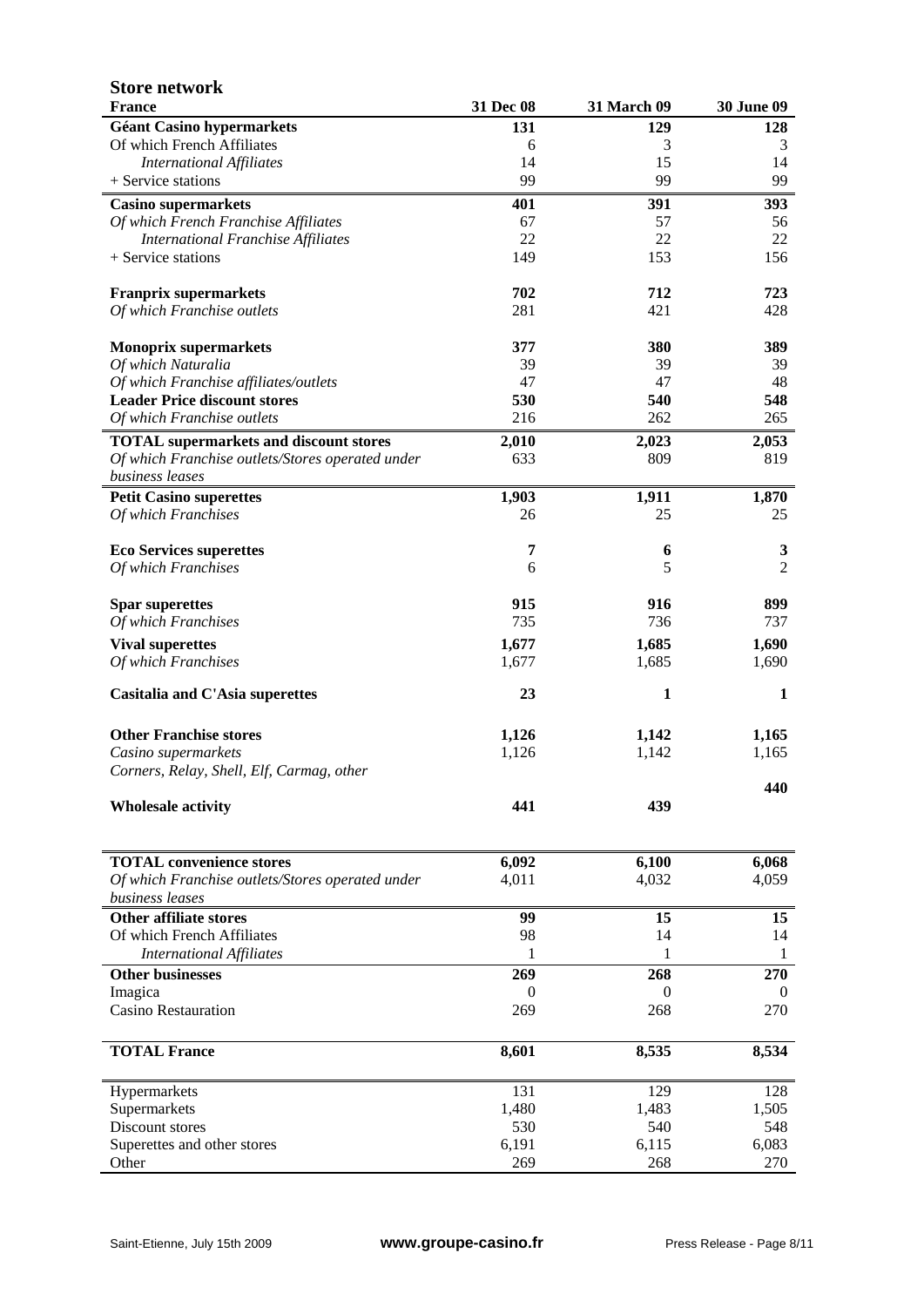## Store network

| France | 31 Dec 08 | 31 March 09 | 30 June 09 |
|---|---|---|---|
| **Géant Casino hypermarkets** | **131** | **129** | **128** |
| Of which French Affiliates | 6 | 3 | 3 |
| *International Affiliates* | 14 | 15 | 14 |
| + Service stations | 99 | 99 | 99 |
| **Casino supermarkets** | **401** | **391** | **393** |
| *Of which French Franchise Affiliates* | 67 | 57 | 56 |
| *International Franchise Affiliates* | 22 | 22 | 22 |
| + Service stations | 149 | 153 | 156 |
| **Franprix supermarkets** | **702** | **712** | **723** |
| *Of which Franchise outlets* | 281 | 421 | 428 |
| **Monoprix supermarkets** | **377** | **380** | **389** |
| *Of which Naturalia* | 39 | 39 | 39 |
| *Of which Franchise affiliates/outlets* | 47 | 47 | 48 |
| **Leader Price discount stores** | **530** | **540** | **548** |
| *Of which Franchise outlets* | 216 | 262 | 265 |
| **TOTAL supermarkets and discount stores** | **2,010** | **2,023** | **2,053** |
| *Of which Franchise outlets/Stores operated under business leases* | 633 | 809 | 819 |
| **Petit Casino superettes** | **1,903** | **1,911** | **1,870** |
| *Of which Franchises* | 26 | 25 | 25 |
| **Eco Services superettes** | **7** | **6** | **3** |
| *Of which Franchises* | 6 | 5 | 2 |
| **Spar superettes** | **915** | **916** | **899** |
| *Of which Franchises* | 735 | 736 | 737 |
| **Vival superettes** | **1,677** | **1,685** | **1,690** |
| *Of which Franchises* | 1,677 | 1,685 | 1,690 |
| **Casitalia and C'Asia superettes** | **23** | **1** | **1** |
| **Other Franchise stores** | **1,126** | **1,142** | **1,165** |
| *Casino supermarkets* | 1,126 | 1,142 | 1,165 |
| *Corners, Relay, Shell, Elf, Carmag, other* | | | |
| **Wholesale activity** | **441** | **439** | **440** |
| **TOTAL convenience stores** | **6,092** | **6,100** | **6,068** |
| *Of which Franchise outlets/Stores operated under business leases* | 4,011 | 4,032 | 4,059 |
| **Other affiliate stores** | **99** | **15** | **15** |
| Of which French Affiliates | 98 | 14 | 14 |
| *International Affiliates* | 1 | 1 | 1 |
| **Other businesses** | **269** | **268** | **270** |
| Imagica | 0 | 0 | 0 |
| Casino Restauration | 269 | 268 | 270 |
| **TOTAL France** | **8,601** | **8,535** | **8,534** |
| Hypermarkets | 131 | 129 | 128 |
| Supermarkets | 1,480 | 1,483 | 1,505 |
| Discount stores | 530 | 540 | 548 |
| Superettes and other stores | 6,191 | 6,115 | 6,083 |
| Other | 269 | 268 | 270 |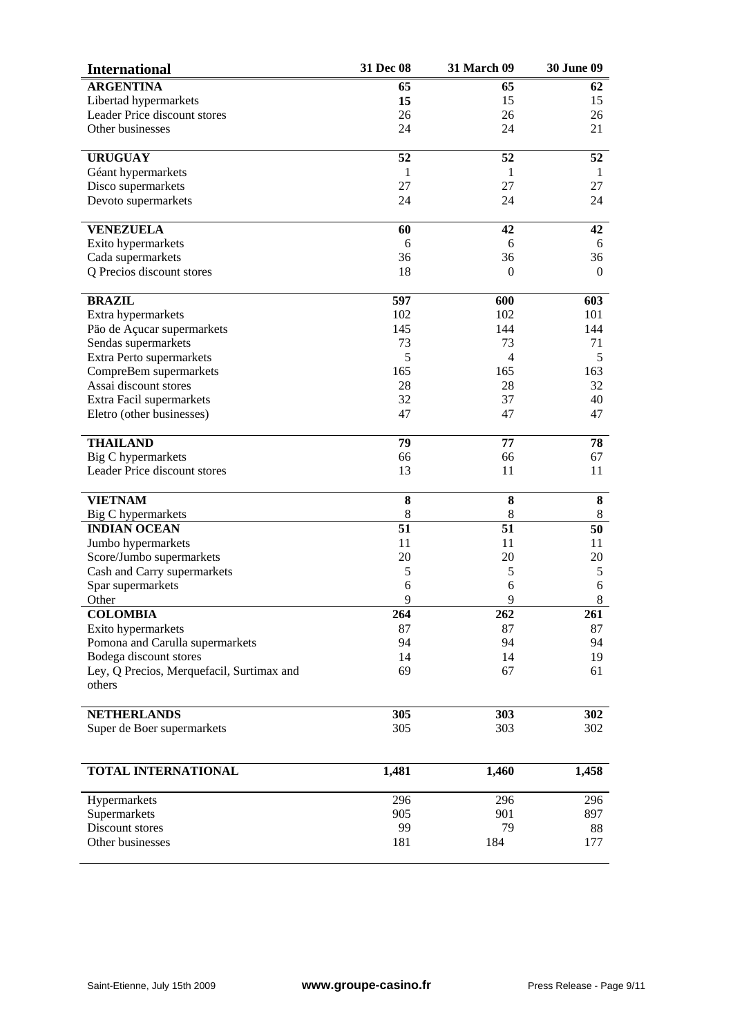| International | 31 Dec 08 | 31 March 09 | 30 June 09 |
|---|---|---|---|
| **ARGENTINA** | **65** | **65** | **62** |
| Libertad hypermarkets | **15** | 15 | 15 |
| Leader Price discount stores | 26 | 26 | 26 |
| Other businesses | 24 | 24 | 21 |
| **URUGUAY** | **52** | **52** | **52** |
| Géant hypermarkets | 1 | 1 | 1 |
| Disco supermarkets | 27 | 27 | 27 |
| Devoto supermarkets | 24 | 24 | 24 |
| **VENEZUELA** | **60** | **42** | **42** |
| Exito hypermarkets | 6 | 6 | 6 |
| Cada supermarkets | 36 | 36 | 36 |
| Q Precios discount stores | 18 | 0 | 0 |
| **BRAZIL** | **597** | **600** | **603** |
| Extra hypermarkets | 102 | 102 | 101 |
| Päo de Açucar supermarkets | 145 | 144 | 144 |
| Sendas supermarkets | 73 | 73 | 71 |
| Extra Perto supermarkets | 5 | 4 | 5 |
| CompreBem supermarkets | 165 | 165 | 163 |
| Assai discount stores | 28 | 28 | 32 |
| Extra Facil supermarkets | 32 | 37 | 40 |
| Eletro (other businesses) | 47 | 47 | 47 |
| **THAILAND** | **79** | **77** | **78** |
| Big C hypermarkets | 66 | 66 | 67 |
| Leader Price discount stores | 13 | 11 | 11 |
| **VIETNAM** | **8** | **8** | **8** |
| Big C hypermarkets | 8 | 8 | 8 |
| **INDIAN OCEAN** | **51** | **51** | **50** |
| Jumbo hypermarkets | 11 | 11 | 11 |
| Score/Jumbo supermarkets | 20 | 20 | 20 |
| Cash and Carry supermarkets | 5 | 5 | 5 |
| Spar supermarkets | 6 | 6 | 6 |
| Other | 9 | 9 | 8 |
| **COLOMBIA** | **264** | **262** | **261** |
| Exito hypermarkets | 87 | 87 | 87 |
| Pomona and Carulla supermarkets | 94 | 94 | 94 |
| Bodega discount stores | 14 | 14 | 19 |
| Ley, Q Precios, Merquefacil, Surtimax and others | 69 | 67 | 61 |
| **NETHERLANDS** | **305** | **303** | **302** |
| Super de Boer supermarkets | 305 | 303 | 302 |
| **TOTAL INTERNATIONAL** | **1,481** | **1,460** | **1,458** |
| Hypermarkets | 296 | 296 | 296 |
| Supermarkets | 905 | 901 | 897 |
| Discount stores | 99 | 79 | 88 |
| Other businesses | 181 | 184 | 177 |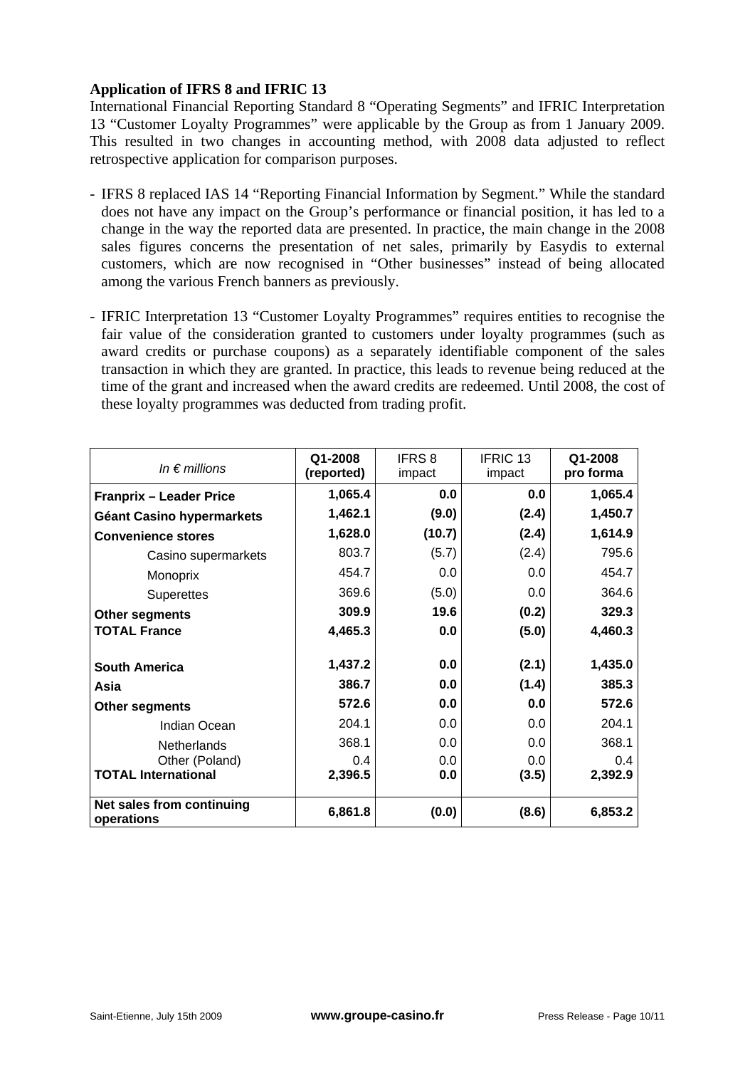**Application of IFRS 8 and IFRIC 13**

International Financial Reporting Standard 8 "Operating Segments" and IFRIC Interpretation 13 "Customer Loyalty Programmes" were applicable by the Group as from 1 January 2009. This resulted in two changes in accounting method, with 2008 data adjusted to reflect retrospective application for comparison purposes.

- IFRS 8 replaced IAS 14 "Reporting Financial Information by Segment." While the standard does not have any impact on the Group's performance or financial position, it has led to a change in the way the reported data are presented. In practice, the main change in the 2008 sales figures concerns the presentation of net sales, primarily by Easydis to external customers, which are now recognised in "Other businesses" instead of being allocated among the various French banners as previously.

- IFRIC Interpretation 13 "Customer Loyalty Programmes" requires entities to recognise the fair value of the consideration granted to customers under loyalty programmes (such as award credits or purchase coupons) as a separately identifiable component of the sales transaction in which they are granted. In practice, this leads to revenue being reduced at the time of the grant and increased when the award credits are redeemed. Until 2008, the cost of these loyalty programmes was deducted from trading profit.

| *In € millions* | **Q1-2008 (reported)** | IFRS 8 impact | IFRIC 13 impact | **Q1-2008 pro forma** |
|---|---|---|---|---|
| **Franprix – Leader Price** | **1,065.4** | **0.0** | **0.0** | **1,065.4** |
| **Géant Casino hypermarkets** | **1,462.1** | **(9.0)** | **(2.4)** | **1,450.7** |
| **Convenience stores** | **1,628.0** | **(10.7)** | **(2.4)** | **1,614.9** |
| Casino supermarkets | 803.7 | (5.7) | (2.4) | 795.6 |
| Monoprix | 454.7 | 0.0 | 0.0 | 454.7 |
| Superettes | 369.6 | (5.0) | 0.0 | 364.6 |
| **Other segments** | **309.9** | **19.6** | **(0.2)** | **329.3** |
| **TOTAL France** | **4,465.3** | **0.0** | **(5.0)** | **4,460.3** |
| **South America** | **1,437.2** | **0.0** | **(2.1)** | **1,435.0** |
| **Asia** | **386.7** | **0.0** | **(1.4)** | **385.3** |
| **Other segments** | **572.6** | **0.0** | **0.0** | **572.6** |
| Indian Ocean | 204.1 | 0.0 | 0.0 | 204.1 |
| Netherlands | 368.1 | 0.0 | 0.0 | 368.1 |
| Other (Poland) | 0.4 | 0.0 | 0.0 | 0.4 |
| **TOTAL International** | **2,396.5** | **0.0** | **(3.5)** | **2,392.9** |
| **Net sales from continuing operations** | **6,861.8** | **(0.0)** | **(8.6)** | **6,853.2** |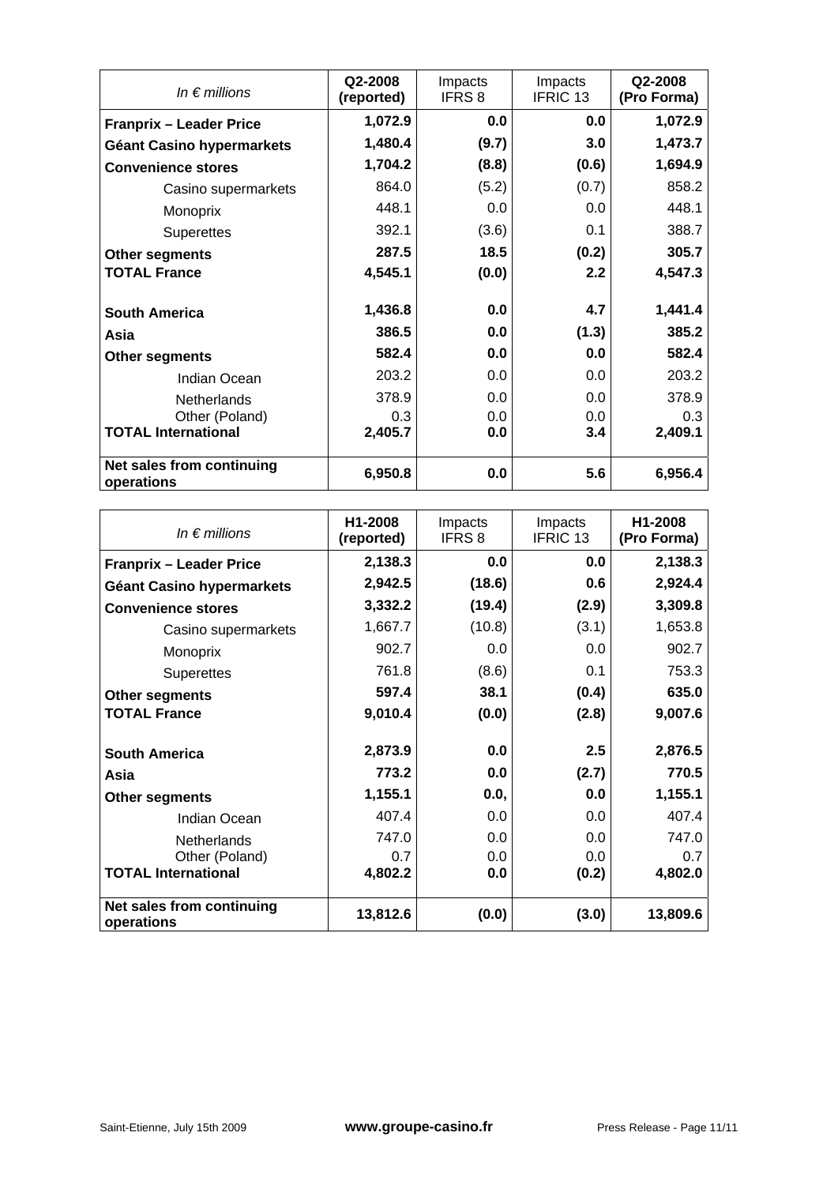| *In € millions* | Q2-2008 (reported) | Impacts IFRS 8 | Impacts IFRIC 13 | Q2-2008 (Pro Forma) |
|---|---|---|---|---|
| **Franprix – Leader Price** | **1,072.9** | **0.0** | **0.0** | **1,072.9** |
| **Géant Casino hypermarkets** | **1,480.4** | **(9.7)** | **3.0** | **1,473.7** |
| **Convenience stores** | **1,704.2** | **(8.8)** | **(0.6)** | **1,694.9** |
| Casino supermarkets | 864.0 | (5.2) | (0.7) | 858.2 |
| Monoprix | 448.1 | 0.0 | 0.0 | 448.1 |
| Superettes | 392.1 | (3.6) | 0.1 | 388.7 |
| **Other segments** | **287.5** | **18.5** | **(0.2)** | **305.7** |
| **TOTAL France** | **4,545.1** | **(0.0)** | **2.2** | **4,547.3** |
| | | | | |
| **South America** | **1,436.8** | **0.0** | **4.7** | **1,441.4** |
| **Asia** | **386.5** | **0.0** | **(1.3)** | **385.2** |
| **Other segments** | **582.4** | **0.0** | **0.0** | **582.4** |
| Indian Ocean | 203.2 | 0.0 | 0.0 | 203.2 |
| Netherlands | 378.9 | 0.0 | 0.0 | 378.9 |
| Other (Poland) | 0.3 | 0.0 | 0.0 | 0.3 |
| **TOTAL International** | **2,405.7** | **0.0** | **3.4** | **2,409.1** |
| | | | | |
| **Net sales from continuing operations** | **6,950.8** | **0.0** | **5.6** | **6,956.4** |

| *In € millions* | H1-2008 (reported) | Impacts IFRS 8 | Impacts IFRIC 13 | H1-2008 (Pro Forma) |
|---|---|---|---|---|
| **Franprix – Leader Price** | **2,138.3** | **0.0** | **0.0** | **2,138.3** |
| **Géant Casino hypermarkets** | **2,942.5** | **(18.6)** | **0.6** | **2,924.4** |
| **Convenience stores** | **3,332.2** | **(19.4)** | **(2.9)** | **3,309.8** |
| Casino supermarkets | 1,667.7 | (10.8) | (3.1) | 1,653.8 |
| Monoprix | 902.7 | 0.0 | 0.0 | 902.7 |
| Superettes | 761.8 | (8.6) | 0.1 | 753.3 |
| **Other segments** | **597.4** | **38.1** | **(0.4)** | **635.0** |
| **TOTAL France** | **9,010.4** | **(0.0)** | **(2.8)** | **9,007.6** |
| | | | | |
| **South America** | **2,873.9** | **0.0** | **2.5** | **2,876.5** |
| **Asia** | **773.2** | **0.0** | **(2.7)** | **770.5** |
| **Other segments** | **1,155.1** | **0.0,** | **0.0** | **1,155.1** |
| Indian Ocean | 407.4 | 0.0 | 0.0 | 407.4 |
| Netherlands | 747.0 | 0.0 | 0.0 | 747.0 |
| Other (Poland) | 0.7 | 0.0 | 0.0 | 0.7 |
| **TOTAL International** | **4,802.2** | **0.0** | **(0.2)** | **4,802.0** |
| | | | | |
| **Net sales from continuing operations** | **13,812.6** | **(0.0)** | **(3.0)** | **13,809.6** |